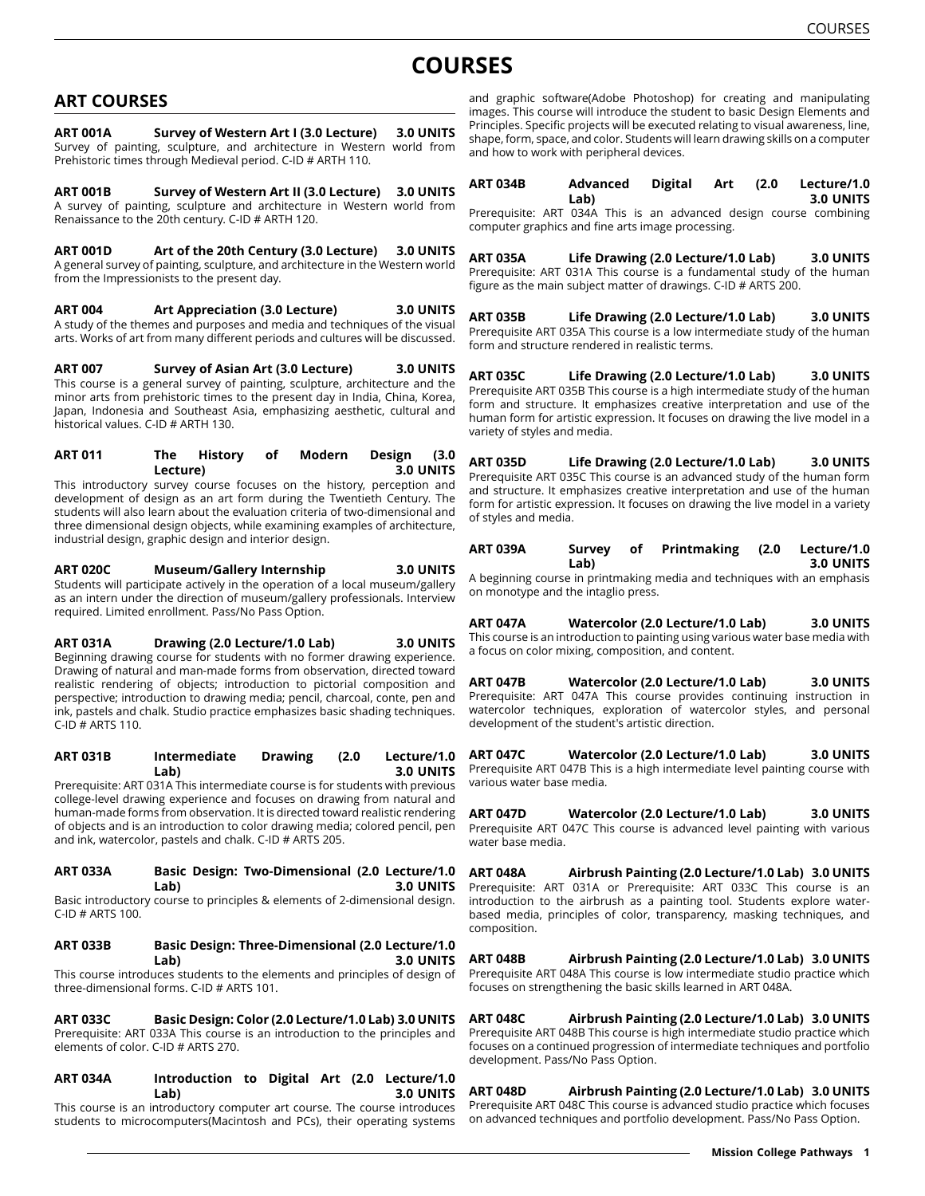# COURSES

## ART COURSES

**ART 001A Survey of Western Art I (3.0 Lecture) 3.0 UNITS**
Survey of painting, sculpture, and architecture in Western world from Prehistoric times through Medieval period. C-ID # ARTH 110.

**ART 001B Survey of Western Art II (3.0 Lecture) 3.0 UNITS**
A survey of painting, sculpture and architecture in Western world from Renaissance to the 20th century. C-ID # ARTH 120.

**ART 001D Art of the 20th Century (3.0 Lecture) 3.0 UNITS**
A general survey of painting, sculpture, and architecture in the Western world from the Impressionists to the present day.

**ART 004 Art Appreciation (3.0 Lecture) 3.0 UNITS**
A study of the themes and purposes and media and techniques of the visual arts. Works of art from many different periods and cultures will be discussed.

**ART 007 Survey of Asian Art (3.0 Lecture) 3.0 UNITS**
This course is a general survey of painting, sculpture, architecture and the minor arts from prehistoric times to the present day in India, China, Korea, Japan, Indonesia and Southeast Asia, emphasizing aesthetic, cultural and historical values. C-ID # ARTH 130.

**ART 011 The History of Modern Design (3.0 Lecture) 3.0 UNITS**
This introductory survey course focuses on the history, perception and development of design as an art form during the Twentieth Century. The students will also learn about the evaluation criteria of two-dimensional and three dimensional design objects, while examining examples of architecture, industrial design, graphic design and interior design.

**ART 020C Museum/Gallery Internship 3.0 UNITS**
Students will participate actively in the operation of a local museum/gallery as an intern under the direction of museum/gallery professionals. Interview required. Limited enrollment. Pass/No Pass Option.

**ART 031A Drawing (2.0 Lecture/1.0 Lab) 3.0 UNITS**
Beginning drawing course for students with no former drawing experience. Drawing of natural and man-made forms from observation, directed toward realistic rendering of objects; introduction to pictorial composition and perspective; introduction to drawing media; pencil, charcoal, conte, pen and ink, pastels and chalk. Studio practice emphasizes basic shading techniques. C-ID # ARTS 110.

**ART 031B Intermediate Drawing (2.0 Lecture/1.0 Lab) 3.0 UNITS**
Prerequisite: ART 031A This intermediate course is for students with previous college-level drawing experience and focuses on drawing from natural and human-made forms from observation. It is directed toward realistic rendering of objects and is an introduction to color drawing media; colored pencil, pen and ink, watercolor, pastels and chalk. C-ID # ARTS 205.

**ART 033A Basic Design: Two-Dimensional (2.0 Lecture/1.0 Lab) 3.0 UNITS**
Basic introductory course to principles & elements of 2-dimensional design. C-ID # ARTS 100.

**ART 033B Basic Design: Three-Dimensional (2.0 Lecture/1.0 Lab) 3.0 UNITS**
This course introduces students to the elements and principles of design of three-dimensional forms. C-ID # ARTS 101.

**ART 033C Basic Design: Color (2.0 Lecture/1.0 Lab) 3.0 UNITS**
Prerequisite: ART 033A This course is an introduction to the principles and elements of color. C-ID # ARTS 270.

**ART 034A Introduction to Digital Art (2.0 Lecture/1.0 Lab) 3.0 UNITS**
This course is an introductory computer art course. The course introduces students to microcomputers(Macintosh and PCs), their operating systems and graphic software(Adobe Photoshop) for creating and manipulating images. This course will introduce the student to basic Design Elements and Principles. Specific projects will be executed relating to visual awareness, line, shape, form, space, and color. Students will learn drawing skills on a computer and how to work with peripheral devices.

**ART 034B Advanced Digital Art (2.0 Lecture/1.0 Lab) 3.0 UNITS**
Prerequisite: ART 034A This is an advanced design course combining computer graphics and fine arts image processing.

**ART 035A Life Drawing (2.0 Lecture/1.0 Lab) 3.0 UNITS**
Prerequisite: ART 031A This course is a fundamental study of the human figure as the main subject matter of drawings. C-ID # ARTS 200.

**ART 035B Life Drawing (2.0 Lecture/1.0 Lab) 3.0 UNITS**
Prerequisite ART 035A This course is a low intermediate study of the human form and structure rendered in realistic terms.

**ART 035C Life Drawing (2.0 Lecture/1.0 Lab) 3.0 UNITS**
Prerequisite ART 035B This course is a high intermediate study of the human form and structure. It emphasizes creative interpretation and use of the human form for artistic expression. It focuses on drawing the live model in a variety of styles and media.

**ART 035D Life Drawing (2.0 Lecture/1.0 Lab) 3.0 UNITS**
Prerequisite ART 035C This course is an advanced study of the human form and structure. It emphasizes creative interpretation and use of the human form for artistic expression. It focuses on drawing the live model in a variety of styles and media.

**ART 039A Survey of Printmaking (2.0 Lecture/1.0 Lab) 3.0 UNITS**
A beginning course in printmaking media and techniques with an emphasis on monotype and the intaglio press.

**ART 047A Watercolor (2.0 Lecture/1.0 Lab) 3.0 UNITS**
This course is an introduction to painting using various water base media with a focus on color mixing, composition, and content.

**ART 047B Watercolor (2.0 Lecture/1.0 Lab) 3.0 UNITS**
Prerequisite: ART 047A This course provides continuing instruction in watercolor techniques, exploration of watercolor styles, and personal development of the student's artistic direction.

**ART 047C Watercolor (2.0 Lecture/1.0 Lab) 3.0 UNITS**
Prerequisite ART 047B This is a high intermediate level painting course with various water base media.

**ART 047D Watercolor (2.0 Lecture/1.0 Lab) 3.0 UNITS**
Prerequisite ART 047C This course is advanced level painting with various water base media.

**ART 048A Airbrush Painting (2.0 Lecture/1.0 Lab) 3.0 UNITS**
Prerequisite: ART 031A or Prerequisite: ART 033C This course is an introduction to the airbrush as a painting tool. Students explore water-based media, principles of color, transparency, masking techniques, and composition.

**ART 048B Airbrush Painting (2.0 Lecture/1.0 Lab) 3.0 UNITS**
Prerequisite ART 048A This course is low intermediate studio practice which focuses on strengthening the basic skills learned in ART 048A.

**ART 048C Airbrush Painting (2.0 Lecture/1.0 Lab) 3.0 UNITS**
Prerequisite ART 048B This course is high intermediate studio practice which focuses on a continued progression of intermediate techniques and portfolio development. Pass/No Pass Option.

**ART 048D Airbrush Painting (2.0 Lecture/1.0 Lab) 3.0 UNITS**
Prerequisite ART 048C This course is advanced studio practice which focuses on advanced techniques and portfolio development. Pass/No Pass Option.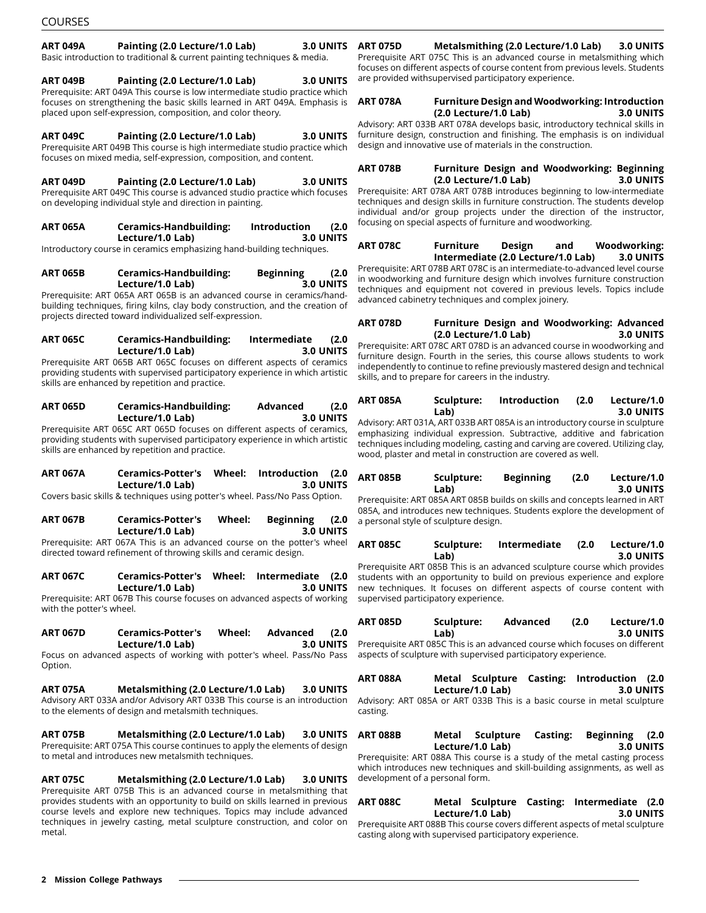**ART 049A Painting (2.0 Lecture/1.0 Lab) 3.0 UNITS**
Basic introduction to traditional & current painting techniques & media.

**ART 049B Painting (2.0 Lecture/1.0 Lab) 3.0 UNITS**
Prerequisite: ART 049A This course is low intermediate studio practice which focuses on strengthening the basic skills learned in ART 049A. Emphasis is placed upon self-expression, composition, and color theory.

**ART 049C Painting (2.0 Lecture/1.0 Lab) 3.0 UNITS**
Prerequisite ART 049B This course is high intermediate studio practice which focuses on mixed media, self-expression, composition, and content.

**ART 049D Painting (2.0 Lecture/1.0 Lab) 3.0 UNITS**
Prerequisite ART 049C This course is advanced studio practice which focuses on developing individual style and direction in painting.

**ART 065A Ceramics-Handbuilding: Introduction (2.0 Lecture/1.0 Lab) 3.0 UNITS**
Introductory course in ceramics emphasizing hand-building techniques.

**ART 065B Ceramics-Handbuilding: Beginning (2.0 Lecture/1.0 Lab) 3.0 UNITS**
Prerequisite: ART 065A ART 065B is an advanced course in ceramics/hand-building techniques, firing kilns, clay body construction, and the creation of projects directed toward individualized self-expression.

**ART 065C Ceramics-Handbuilding: Intermediate (2.0 Lecture/1.0 Lab) 3.0 UNITS**
Prerequisite ART 065B ART 065C focuses on different aspects of ceramics providing students with supervised participatory experience in which artistic skills are enhanced by repetition and practice.

**ART 065D Ceramics-Handbuilding: Advanced (2.0 Lecture/1.0 Lab) 3.0 UNITS**
Prerequisite ART 065C ART 065D focuses on different aspects of ceramics, providing students with supervised participatory experience in which artistic skills are enhanced by repetition and practice.

**ART 067A Ceramics-Potter's Wheel: Introduction (2.0 Lecture/1.0 Lab) 3.0 UNITS**
Covers basic skills & techniques using potter's wheel. Pass/No Pass Option.

**ART 067B Ceramics-Potter's Wheel: Beginning (2.0 Lecture/1.0 Lab) 3.0 UNITS**
Prerequisite: ART 067A This is an advanced course on the potter's wheel directed toward refinement of throwing skills and ceramic design.

**ART 067C Ceramics-Potter's Wheel: Intermediate (2.0 Lecture/1.0 Lab) 3.0 UNITS**
Prerequisite: ART 067B This course focuses on advanced aspects of working with the potter's wheel.

**ART 067D Ceramics-Potter's Wheel: Advanced (2.0 Lecture/1.0 Lab) 3.0 UNITS**
Focus on advanced aspects of working with potter's wheel. Pass/No Pass Option.

**ART 075A Metalsmithing (2.0 Lecture/1.0 Lab) 3.0 UNITS**
Advisory ART 033A and/or Advisory ART 033B This course is an introduction to the elements of design and metalsmith techniques.

**ART 075B Metalsmithing (2.0 Lecture/1.0 Lab) 3.0 UNITS**
Prerequisite: ART 075A This course continues to apply the elements of design to metal and introduces new metalsmith techniques.

**ART 075C Metalsmithing (2.0 Lecture/1.0 Lab) 3.0 UNITS**
Prerequisite ART 075B This is an advanced course in metalsmithing that provides students with an opportunity to build on skills learned in previous course levels and explore new techniques. Topics may include advanced techniques in jewelry casting, metal sculpture construction, and color on metal.

**ART 075D Metalsmithing (2.0 Lecture/1.0 Lab) 3.0 UNITS**
Prerequisite ART 075C This is an advanced course in metalsmithing which focuses on different aspects of course content from previous levels. Students are provided withsupervised participatory experience.

**ART 078A Furniture Design and Woodworking: Introduction (2.0 Lecture/1.0 Lab) 3.0 UNITS**
Advisory: ART 033B ART 078A develops basic, introductory technical skills in furniture design, construction and finishing. The emphasis is on individual design and innovative use of materials in the construction.

**ART 078B Furniture Design and Woodworking: Beginning (2.0 Lecture/1.0 Lab) 3.0 UNITS**
Prerequisite: ART 078A ART 078B introduces beginning to low-intermediate techniques and design skills in furniture construction. The students develop individual and/or group projects under the direction of the instructor, focusing on special aspects of furniture and woodworking.

**ART 078C Furniture Design and Woodworking: Intermediate (2.0 Lecture/1.0 Lab) 3.0 UNITS**
Prerequisite: ART 078B ART 078C is an intermediate-to-advanced level course in woodworking and furniture design which involves furniture construction techniques and equipment not covered in previous levels. Topics include advanced cabinetry techniques and complex joinery.

**ART 078D Furniture Design and Woodworking: Advanced (2.0 Lecture/1.0 Lab) 3.0 UNITS**
Prerequisite: ART 078C ART 078D is an advanced course in woodworking and furniture design. Fourth in the series, this course allows students to work independently to continue to refine previously mastered design and technical skills, and to prepare for careers in the industry.

**ART 085A Sculpture: Introduction (2.0 Lecture/1.0 Lab) 3.0 UNITS**
Advisory: ART 031A, ART 033B ART 085A is an introductory course in sculpture emphasizing individual expression. Subtractive, additive and fabrication techniques including modeling, casting and carving are covered. Utilizing clay, wood, plaster and metal in construction are covered as well.

**ART 085B Sculpture: Beginning (2.0 Lecture/1.0 Lab) 3.0 UNITS**
Prerequisite: ART 085A ART 085B builds on skills and concepts learned in ART 085A, and introduces new techniques. Students explore the development of a personal style of sculpture design.

**ART 085C Sculpture: Intermediate (2.0 Lecture/1.0 Lab) 3.0 UNITS**
Prerequisite ART 085B This is an advanced sculpture course which provides students with an opportunity to build on previous experience and explore new techniques. It focuses on different aspects of course content with supervised participatory experience.

**ART 085D Sculpture: Advanced (2.0 Lecture/1.0 Lab) 3.0 UNITS**
Prerequisite ART 085C This is an advanced course which focuses on different aspects of sculpture with supervised participatory experience.

**ART 088A Metal Sculpture Casting: Introduction (2.0 Lecture/1.0 Lab) 3.0 UNITS**
Advisory: ART 085A or ART 033B This is a basic course in metal sculpture casting.

**ART 088B Metal Sculpture Casting: Beginning (2.0 Lecture/1.0 Lab) 3.0 UNITS**
Prerequisite: ART 088A This course is a study of the metal casting process which introduces new techniques and skill-building assignments, as well as development of a personal form.

**ART 088C Metal Sculpture Casting: Intermediate (2.0 Lecture/1.0 Lab) 3.0 UNITS**
Prerequisite ART 088B This course covers different aspects of metal sculpture casting along with supervised participatory experience.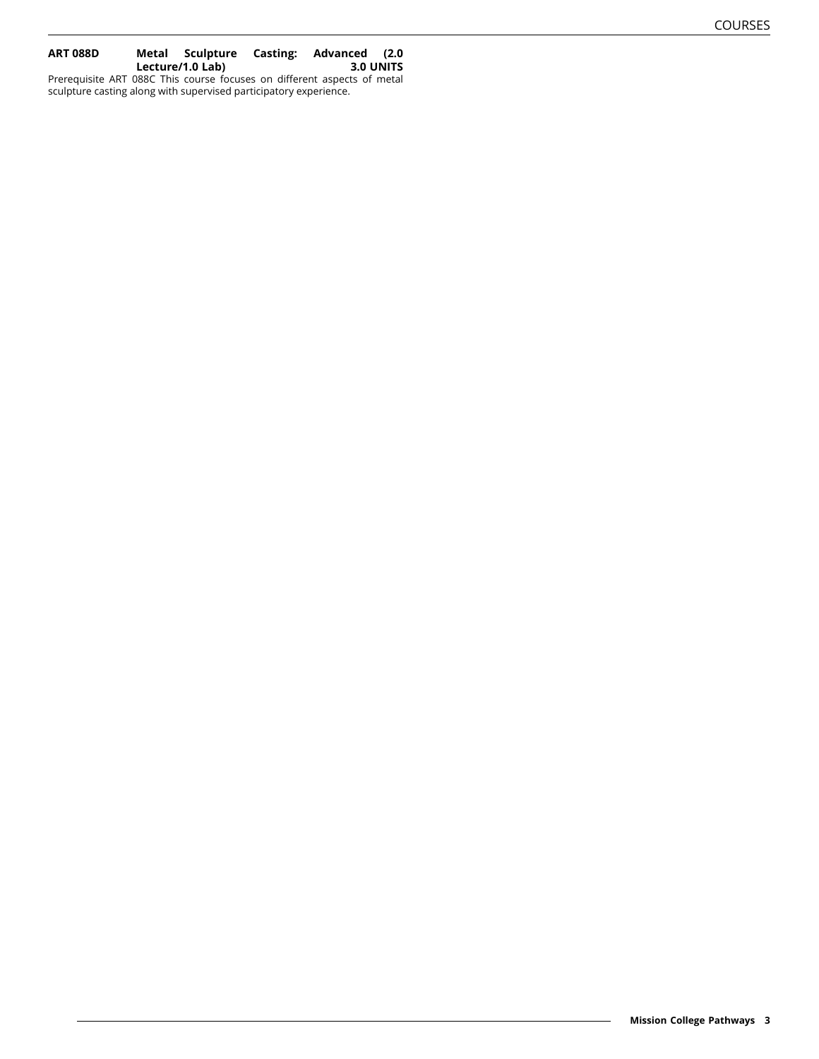**ART 088D Metal Sculpture Casting: Advanced (2.0 Lecture/1.0 Lab) 3.0 UNITS**

Prerequisite ART 088C This course focuses on different aspects of metal sculpture casting along with supervised participatory experience.